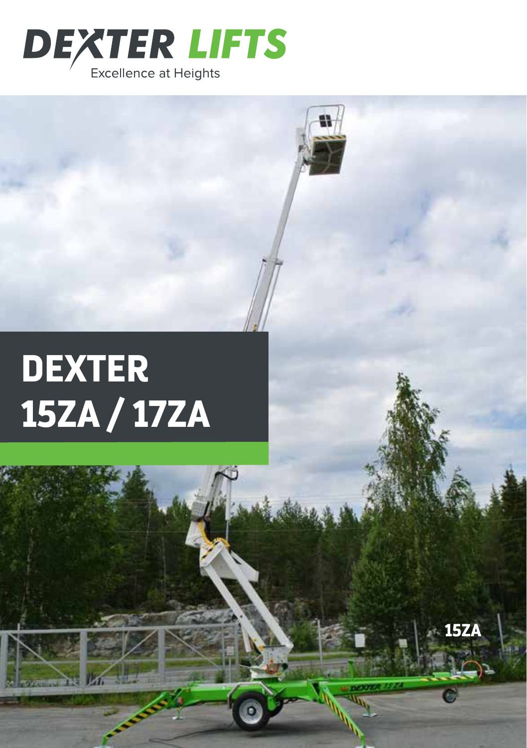# DEXTER LIFTS

Excellence at Heights

# DEXTER 15ZA / 17ZA

15ZA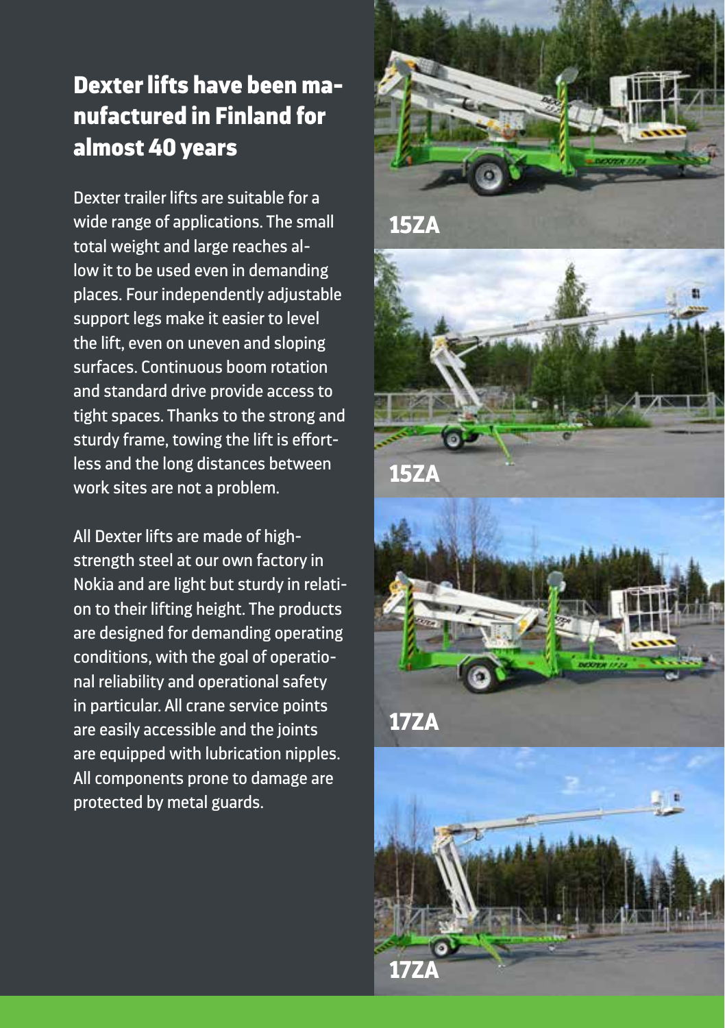# Dexter lifts have been manufactured in Finland for almost 40 years

Dexter trailer lifts are suitable for a wide range of applications. The small total weight and large reaches allow it to be used even in demanding places. Four independently adjustable support legs make it easier to level the lift, even on uneven and sloping surfaces. Continuous boom rotation and standard drive provide access to tight spaces. Thanks to the strong and sturdy frame, towing the lift is effortless and the long distances between work sites are not a problem.

All Dexter lifts are made of high-strength steel at our own factory in Nokia and are light but sturdy in relation to their lifting height. The products are designed for demanding operating conditions, with the goal of operational reliability and operational safety in particular. All crane service points are easily accessible and the joints are equipped with lubrication nipples. All components prone to damage are protected by metal guards.

15ZA

15ZA

17ZA

17ZA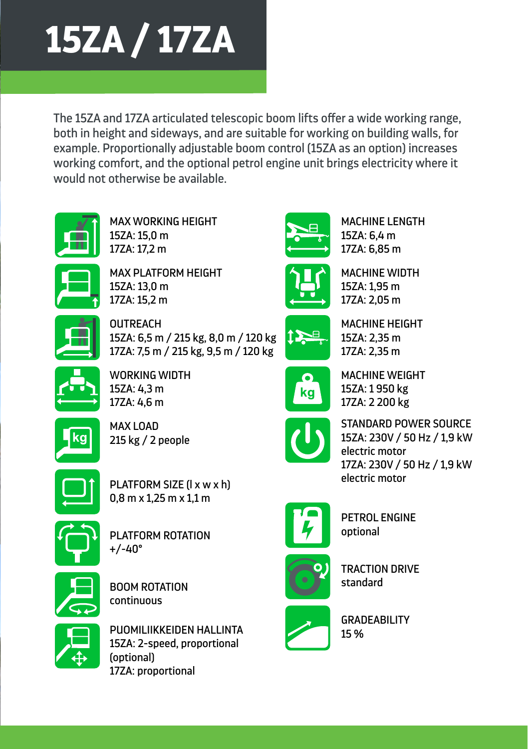# 15ZA / 17ZA

The 15ZA and 17ZA articulated telescopic boom lifts offer a wide working range, both in height and sideways, and are suitable for working on building walls, for example. Proportionally adjustable boom control (15ZA as an option) increases working comfort, and the optional petrol engine unit brings electricity where it would not otherwise be available.

MAX WORKING HEIGHT
15ZA: 15,0 m
17ZA: 17,2 m

MAX PLATFORM HEIGHT
15ZA: 13,0 m
17ZA: 15,2 m

OUTREACH
15ZA: 6,5 m / 215 kg, 8,0 m / 120 kg
17ZA: 7,5 m / 215 kg, 9,5 m / 120 kg

WORKING WIDTH
15ZA: 4,3 m
17ZA: 4,6 m

MAX LOAD
215 kg / 2 people

PLATFORM SIZE (l x w x h)
0,8 m x 1,25 m x 1,1 m

PLATFORM ROTATION
+/-40°

BOOM ROTATION
continuous

PUOMILIIKKEIDEN HALLINTA
15ZA: 2-speed, proportional (optional)
17ZA: proportional

MACHINE LENGTH
15ZA: 6,4 m
17ZA: 6,85 m

MACHINE WIDTH
15ZA: 1,95 m
17ZA: 2,05 m

MACHINE HEIGHT
15ZA: 2,35 m
17ZA: 2,35 m

MACHINE WEIGHT
15ZA: 1 950 kg
17ZA: 2 200 kg

STANDARD POWER SOURCE
15ZA: 230V / 50 Hz / 1,9 kW electric motor
17ZA: 230V / 50 Hz / 1,9 kW electric motor

PETROL ENGINE
optional

TRACTION DRIVE
standard

GRADEABILITY
15 %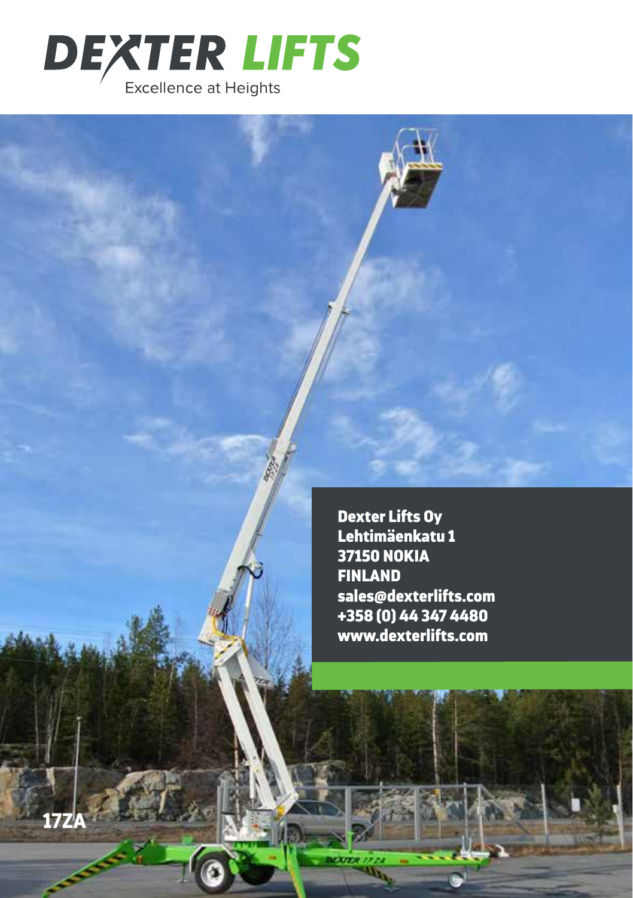# DEXTER LIFTS

Excellence at Heights

**Dexter Lifts Oy**
**Lehtimäenkatu 1**
**37150 NOKIA**
**FINLAND**
**sales@dexterlifts.com**
**+358 (0) 44 347 4480**
**www.dexterlifts.com**

**17ZA**